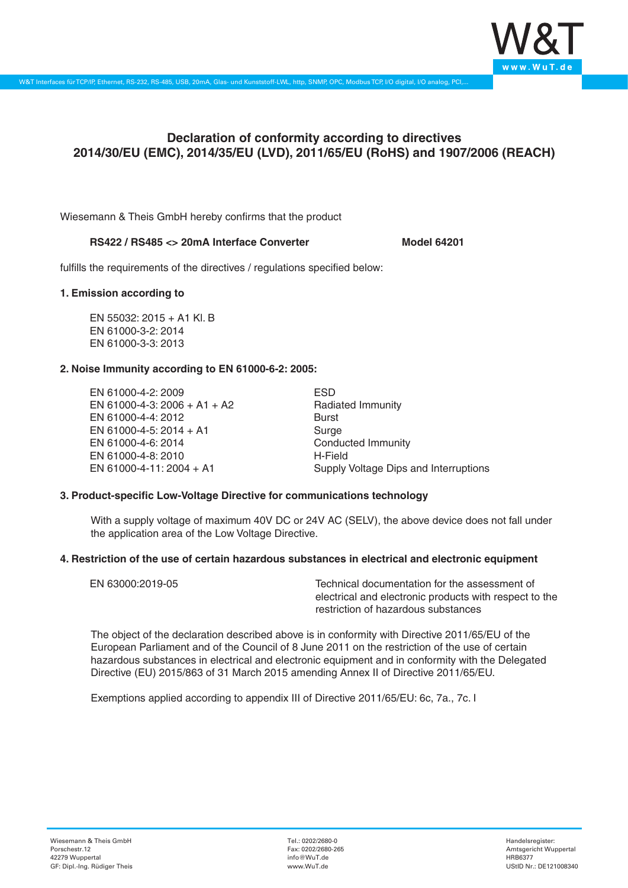# Declaration of conformity according to directives 2014/30/EU (EMC), 2014/35/EU (LVD), 2011/65/EU (RoHS) and 1907/2006 (REACH)

Wiesemann & Theis GmbH hereby confirms that the product

**RS422 / RS485 <> 20mA Interface Converter** **Model 64201**

fulfills the requirements of the directives / regulations specified below:

**1. Emission according to**

EN 55032: 2015 + A1 Kl. B
EN 61000-3-2: 2014
EN 61000-3-3: 2013

**2. Noise Immunity according to EN 61000-6-2: 2005:**

| | |
|---|---|
| EN 61000-4-2: 2009 | ESD |
| EN 61000-4-3: 2006 + A1 + A2 | Radiated Immunity |
| EN 61000-4-4: 2012 | Burst |
| EN 61000-4-5: 2014 + A1 | Surge |
| EN 61000-4-6: 2014 | Conducted Immunity |
| EN 61000-4-8: 2010 | H-Field |
| EN 61000-4-11: 2004 + A1 | Supply Voltage Dips and Interruptions |

**3. Product-specific Low-Voltage Directive for communications technology**

With a supply voltage of maximum 40V DC or 24V AC (SELV), the above device does not fall under the application area of the Low Voltage Directive.

**4. Restriction of the use of certain hazardous substances in electrical and electronic equipment**

| | |
|---|---|
| EN 63000:2019-05 | Technical documentation for the assessment of electrical and electronic products with respect to the restriction of hazardous substances |

The object of the declaration described above is in conformity with Directive 2011/65/EU of the European Parliament and of the Council of 8 June 2011 on the restriction of the use of certain hazardous substances in electrical and electronic equipment and in conformity with the Delegated Directive (EU) 2015/863 of 31 March 2015 amending Annex II of Directive 2011/65/EU.

Exemptions applied according to appendix III of Directive 2011/65/EU: 6c, 7a., 7c. I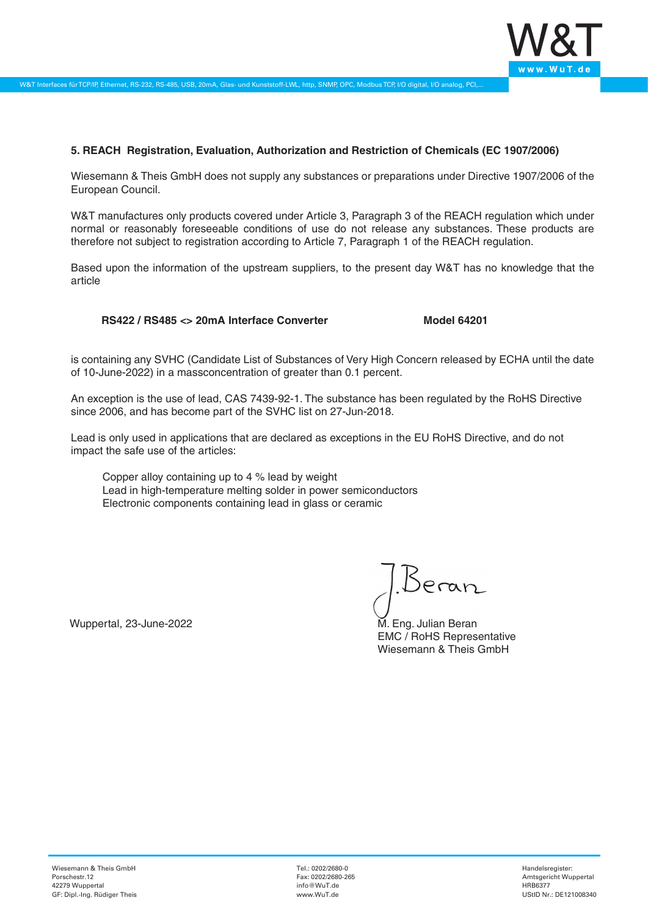### 5. REACH Registration, Evaluation, Authorization and Restriction of Chemicals (EC 1907/2006)

Wiesemann & Theis GmbH does not supply any substances or preparations under Directive 1907/2006 of the European Council.

W&T manufactures only products covered under Article 3, Paragraph 3 of the REACH regulation which under normal or reasonably foreseeable conditions of use do not release any substances. These products are therefore not subject to registration according to Article 7, Paragraph 1 of the REACH regulation.

Based upon the information of the upstream suppliers, to the present day W&T has no knowledge that the article

**RS422 / RS485 <> 20mA Interface Converter** **Model 64201**

is containing any SVHC (Candidate List of Substances of Very High Concern released by ECHA until the date of 10-June-2022) in a massconcentration of greater than 0.1 percent.

An exception is the use of lead, CAS 7439-92-1. The substance has been regulated by the RoHS Directive since 2006, and has become part of the SVHC list on 27-Jun-2018.

Lead is only used in applications that are declared as exceptions in the EU RoHS Directive, and do not impact the safe use of the articles:

Copper alloy containing up to 4 % lead by weight
Lead in high-temperature melting solder in power semiconductors
Electronic components containing lead in glass or ceramic

Wuppertal, 23-June-2022

J.Beran

M. Eng. Julian Beran
EMC / RoHS Representative
Wiesemann & Theis GmbH